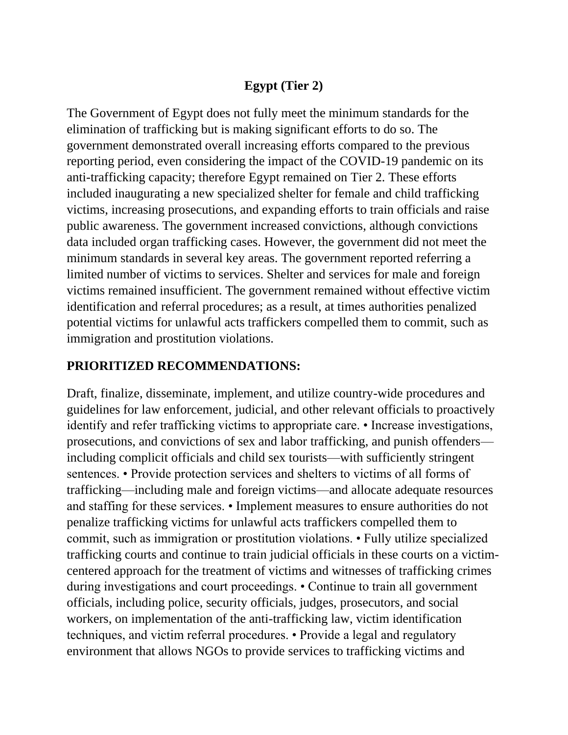# Egypt (Tier 2)

The Government of Egypt does not fully meet the minimum standards for the elimination of trafficking but is making significant efforts to do so. The government demonstrated overall increasing efforts compared to the previous reporting period, even considering the impact of the COVID-19 pandemic on its anti-trafficking capacity; therefore Egypt remained on Tier 2. These efforts included inaugurating a new specialized shelter for female and child trafficking victims, increasing prosecutions, and expanding efforts to train officials and raise public awareness. The government increased convictions, although convictions data included organ trafficking cases. However, the government did not meet the minimum standards in several key areas. The government reported referring a limited number of victims to services. Shelter and services for male and foreign victims remained insufficient. The government remained without effective victim identification and referral procedures; as a result, at times authorities penalized potential victims for unlawful acts traffickers compelled them to commit, such as immigration and prostitution violations.

## PRIORITIZED RECOMMENDATIONS:

Draft, finalize, disseminate, implement, and utilize country-wide procedures and guidelines for law enforcement, judicial, and other relevant officials to proactively identify and refer trafficking victims to appropriate care. • Increase investigations, prosecutions, and convictions of sex and labor trafficking, and punish offenders—including complicit officials and child sex tourists—with sufficiently stringent sentences. • Provide protection services and shelters to victims of all forms of trafficking—including male and foreign victims—and allocate adequate resources and staffing for these services. • Implement measures to ensure authorities do not penalize trafficking victims for unlawful acts traffickers compelled them to commit, such as immigration or prostitution violations. • Fully utilize specialized trafficking courts and continue to train judicial officials in these courts on a victim-centered approach for the treatment of victims and witnesses of trafficking crimes during investigations and court proceedings. • Continue to train all government officials, including police, security officials, judges, prosecutors, and social workers, on implementation of the anti-trafficking law, victim identification techniques, and victim referral procedures. • Provide a legal and regulatory environment that allows NGOs to provide services to trafficking victims and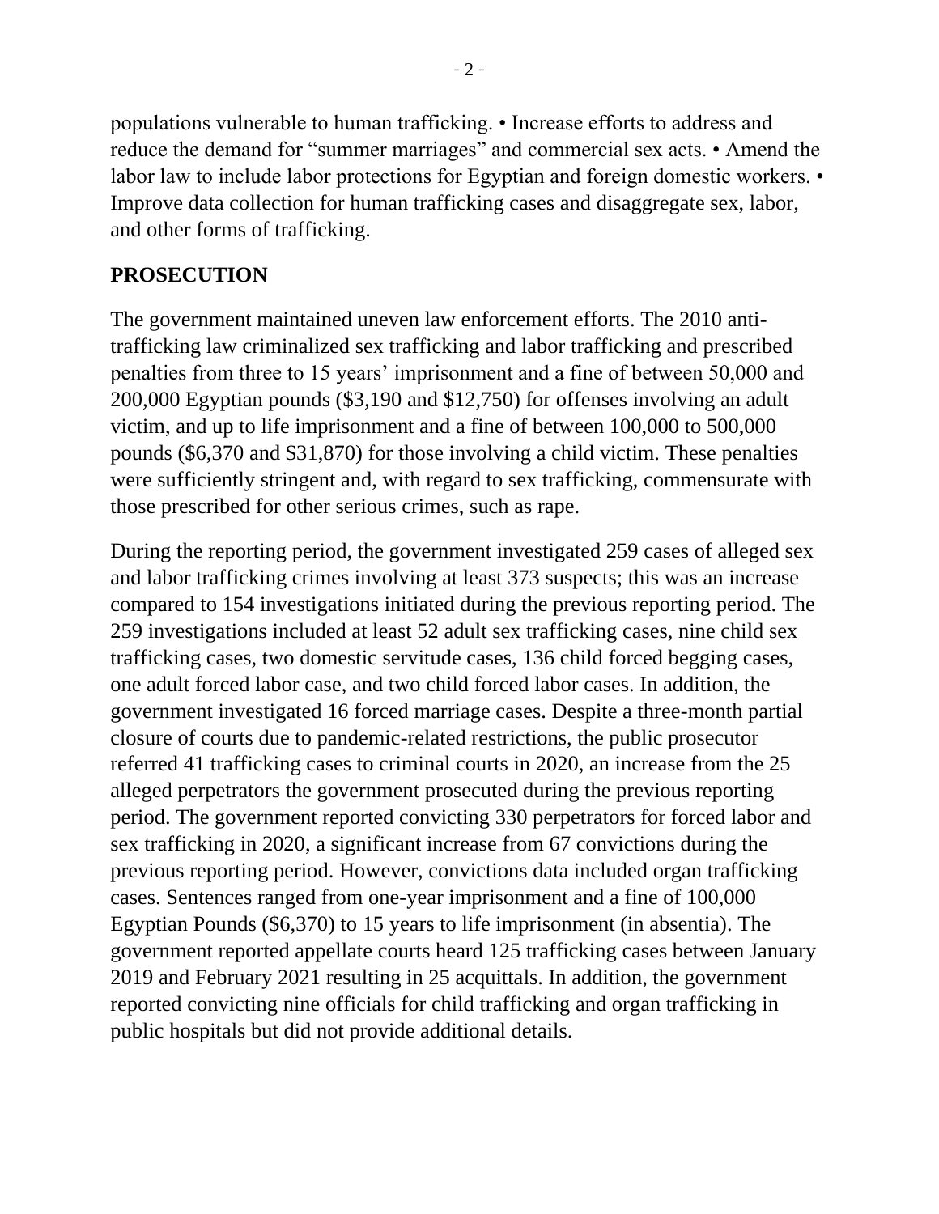populations vulnerable to human trafficking. • Increase efforts to address and reduce the demand for "summer marriages" and commercial sex acts. • Amend the labor law to include labor protections for Egyptian and foreign domestic workers. • Improve data collection for human trafficking cases and disaggregate sex, labor, and other forms of trafficking.

## PROSECUTION

The government maintained uneven law enforcement efforts. The 2010 anti-trafficking law criminalized sex trafficking and labor trafficking and prescribed penalties from three to 15 years' imprisonment and a fine of between 50,000 and 200,000 Egyptian pounds ($3,190 and $12,750) for offenses involving an adult victim, and up to life imprisonment and a fine of between 100,000 to 500,000 pounds ($6,370 and $31,870) for those involving a child victim. These penalties were sufficiently stringent and, with regard to sex trafficking, commensurate with those prescribed for other serious crimes, such as rape.

During the reporting period, the government investigated 259 cases of alleged sex and labor trafficking crimes involving at least 373 suspects; this was an increase compared to 154 investigations initiated during the previous reporting period. The 259 investigations included at least 52 adult sex trafficking cases, nine child sex trafficking cases, two domestic servitude cases, 136 child forced begging cases, one adult forced labor case, and two child forced labor cases. In addition, the government investigated 16 forced marriage cases. Despite a three-month partial closure of courts due to pandemic-related restrictions, the public prosecutor referred 41 trafficking cases to criminal courts in 2020, an increase from the 25 alleged perpetrators the government prosecuted during the previous reporting period. The government reported convicting 330 perpetrators for forced labor and sex trafficking in 2020, a significant increase from 67 convictions during the previous reporting period. However, convictions data included organ trafficking cases. Sentences ranged from one-year imprisonment and a fine of 100,000 Egyptian Pounds ($6,370) to 15 years to life imprisonment (in absentia). The government reported appellate courts heard 125 trafficking cases between January 2019 and February 2021 resulting in 25 acquittals. In addition, the government reported convicting nine officials for child trafficking and organ trafficking in public hospitals but did not provide additional details.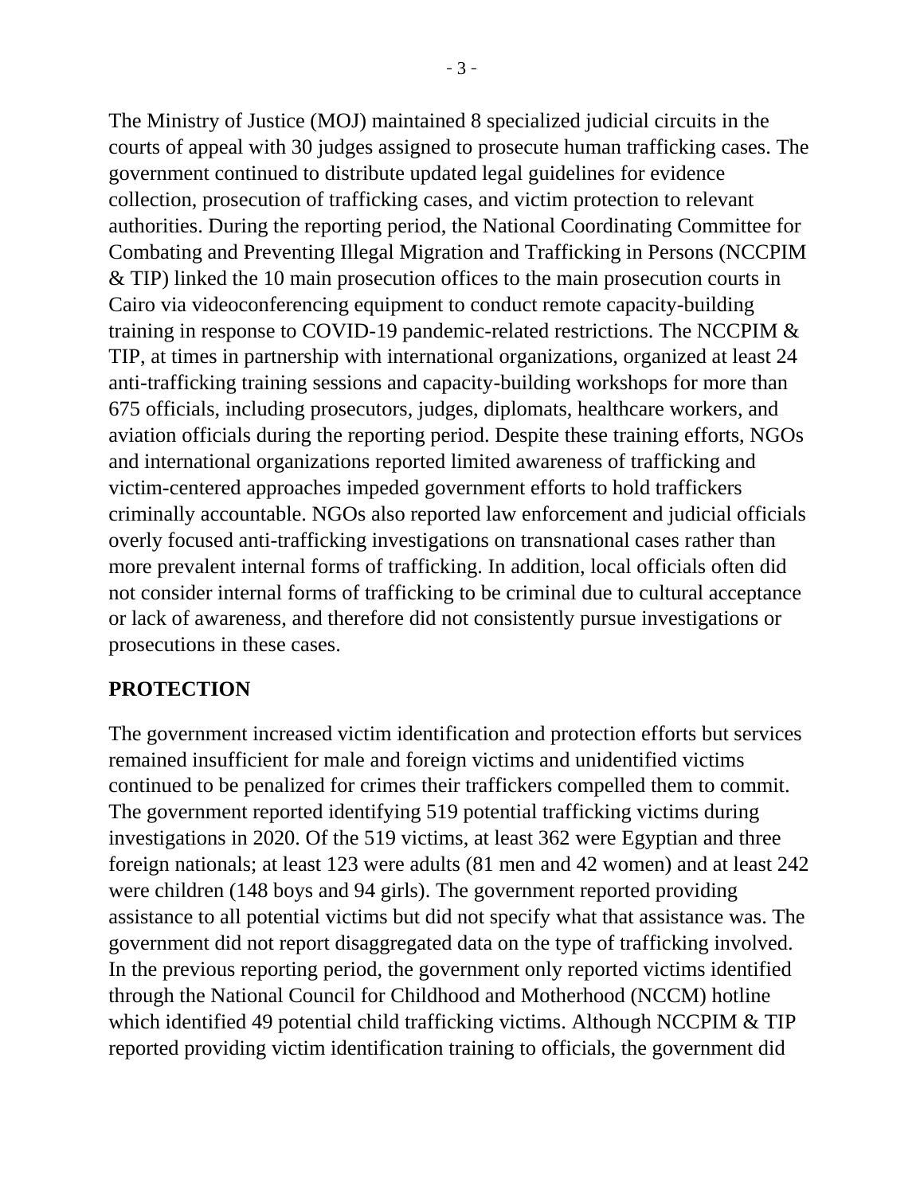The Ministry of Justice (MOJ) maintained 8 specialized judicial circuits in the courts of appeal with 30 judges assigned to prosecute human trafficking cases. The government continued to distribute updated legal guidelines for evidence collection, prosecution of trafficking cases, and victim protection to relevant authorities. During the reporting period, the National Coordinating Committee for Combating and Preventing Illegal Migration and Trafficking in Persons (NCCPIM & TIP) linked the 10 main prosecution offices to the main prosecution courts in Cairo via videoconferencing equipment to conduct remote capacity-building training in response to COVID-19 pandemic-related restrictions. The NCCPIM & TIP, at times in partnership with international organizations, organized at least 24 anti-trafficking training sessions and capacity-building workshops for more than 675 officials, including prosecutors, judges, diplomats, healthcare workers, and aviation officials during the reporting period. Despite these training efforts, NGOs and international organizations reported limited awareness of trafficking and victim-centered approaches impeded government efforts to hold traffickers criminally accountable. NGOs also reported law enforcement and judicial officials overly focused anti-trafficking investigations on transnational cases rather than more prevalent internal forms of trafficking. In addition, local officials often did not consider internal forms of trafficking to be criminal due to cultural acceptance or lack of awareness, and therefore did not consistently pursue investigations or prosecutions in these cases.

## PROTECTION

The government increased victim identification and protection efforts but services remained insufficient for male and foreign victims and unidentified victims continued to be penalized for crimes their traffickers compelled them to commit. The government reported identifying 519 potential trafficking victims during investigations in 2020. Of the 519 victims, at least 362 were Egyptian and three foreign nationals; at least 123 were adults (81 men and 42 women) and at least 242 were children (148 boys and 94 girls). The government reported providing assistance to all potential victims but did not specify what that assistance was. The government did not report disaggregated data on the type of trafficking involved. In the previous reporting period, the government only reported victims identified through the National Council for Childhood and Motherhood (NCCM) hotline which identified 49 potential child trafficking victims. Although NCCPIM & TIP reported providing victim identification training to officials, the government did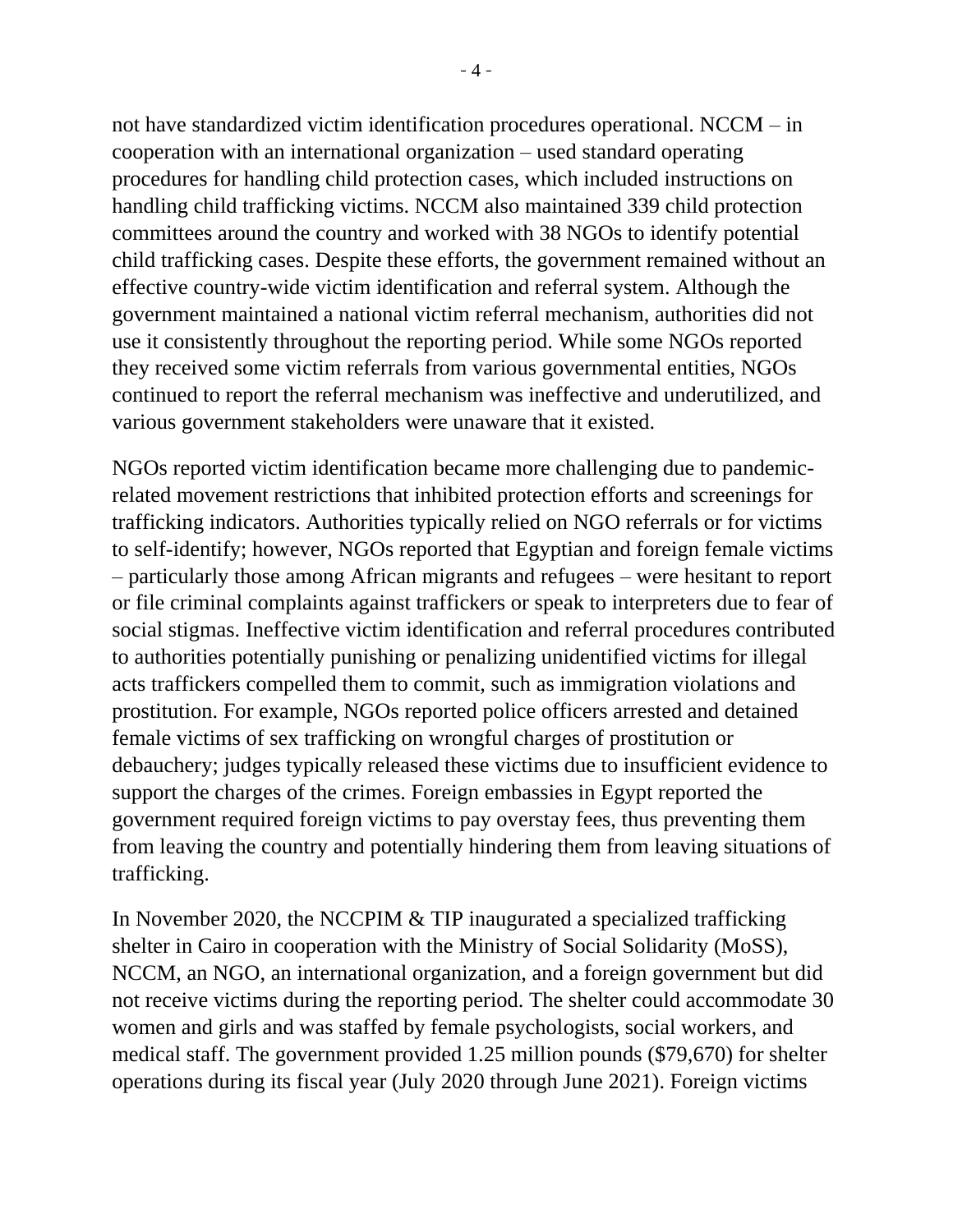not have standardized victim identification procedures operational. NCCM – in cooperation with an international organization – used standard operating procedures for handling child protection cases, which included instructions on handling child trafficking victims. NCCM also maintained 339 child protection committees around the country and worked with 38 NGOs to identify potential child trafficking cases. Despite these efforts, the government remained without an effective country-wide victim identification and referral system. Although the government maintained a national victim referral mechanism, authorities did not use it consistently throughout the reporting period. While some NGOs reported they received some victim referrals from various governmental entities, NGOs continued to report the referral mechanism was ineffective and underutilized, and various government stakeholders were unaware that it existed.

NGOs reported victim identification became more challenging due to pandemic-related movement restrictions that inhibited protection efforts and screenings for trafficking indicators. Authorities typically relied on NGO referrals or for victims to self-identify; however, NGOs reported that Egyptian and foreign female victims – particularly those among African migrants and refugees – were hesitant to report or file criminal complaints against traffickers or speak to interpreters due to fear of social stigmas. Ineffective victim identification and referral procedures contributed to authorities potentially punishing or penalizing unidentified victims for illegal acts traffickers compelled them to commit, such as immigration violations and prostitution. For example, NGOs reported police officers arrested and detained female victims of sex trafficking on wrongful charges of prostitution or debauchery; judges typically released these victims due to insufficient evidence to support the charges of the crimes. Foreign embassies in Egypt reported the government required foreign victims to pay overstay fees, thus preventing them from leaving the country and potentially hindering them from leaving situations of trafficking.

In November 2020, the NCCPIM & TIP inaugurated a specialized trafficking shelter in Cairo in cooperation with the Ministry of Social Solidarity (MoSS), NCCM, an NGO, an international organization, and a foreign government but did not receive victims during the reporting period. The shelter could accommodate 30 women and girls and was staffed by female psychologists, social workers, and medical staff. The government provided 1.25 million pounds ($79,670) for shelter operations during its fiscal year (July 2020 through June 2021). Foreign victims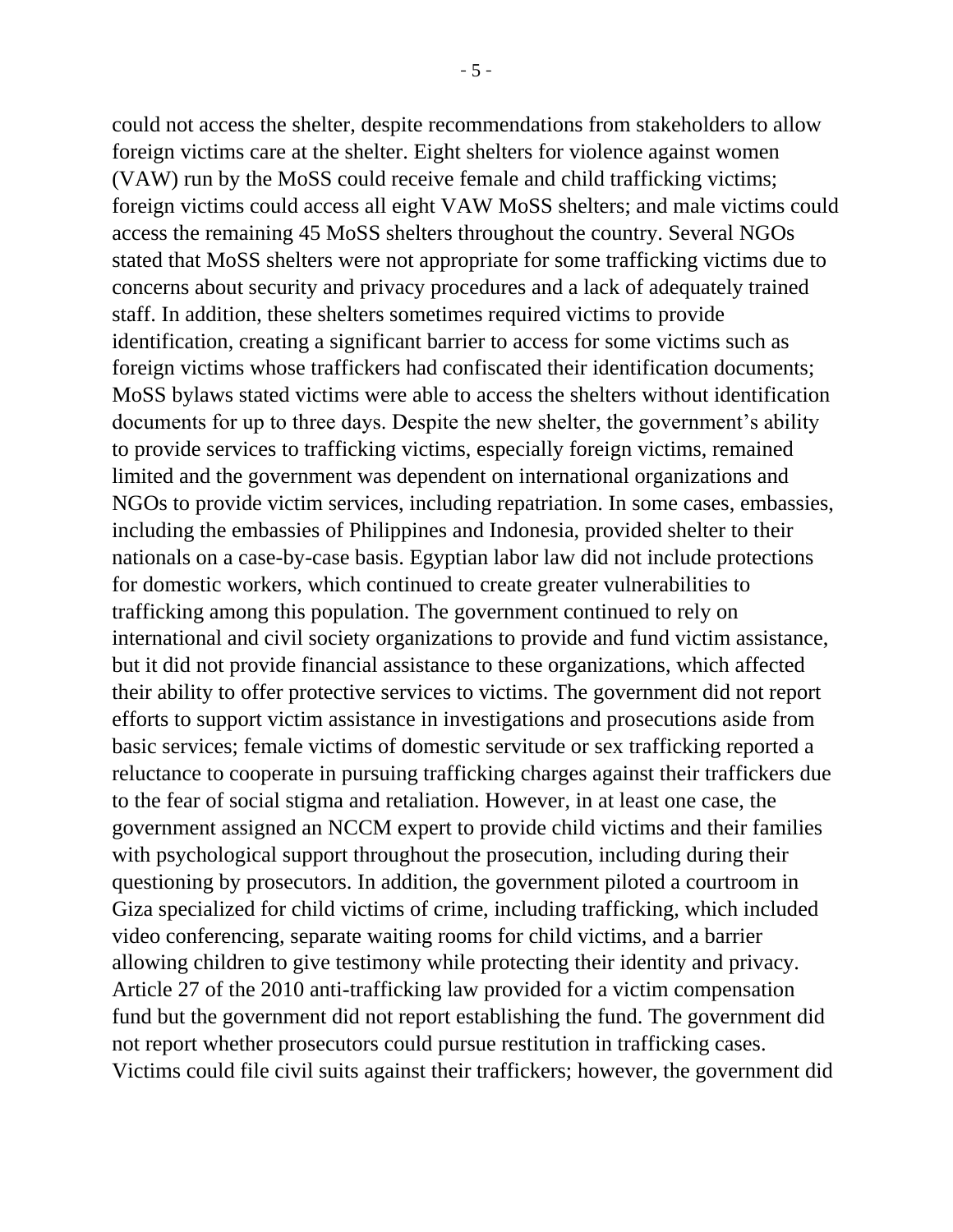could not access the shelter, despite recommendations from stakeholders to allow foreign victims care at the shelter. Eight shelters for violence against women (VAW) run by the MoSS could receive female and child trafficking victims; foreign victims could access all eight VAW MoSS shelters; and male victims could access the remaining 45 MoSS shelters throughout the country. Several NGOs stated that MoSS shelters were not appropriate for some trafficking victims due to concerns about security and privacy procedures and a lack of adequately trained staff. In addition, these shelters sometimes required victims to provide identification, creating a significant barrier to access for some victims such as foreign victims whose traffickers had confiscated their identification documents; MoSS bylaws stated victims were able to access the shelters without identification documents for up to three days. Despite the new shelter, the government's ability to provide services to trafficking victims, especially foreign victims, remained limited and the government was dependent on international organizations and NGOs to provide victim services, including repatriation. In some cases, embassies, including the embassies of Philippines and Indonesia, provided shelter to their nationals on a case-by-case basis. Egyptian labor law did not include protections for domestic workers, which continued to create greater vulnerabilities to trafficking among this population. The government continued to rely on international and civil society organizations to provide and fund victim assistance, but it did not provide financial assistance to these organizations, which affected their ability to offer protective services to victims. The government did not report efforts to support victim assistance in investigations and prosecutions aside from basic services; female victims of domestic servitude or sex trafficking reported a reluctance to cooperate in pursuing trafficking charges against their traffickers due to the fear of social stigma and retaliation. However, in at least one case, the government assigned an NCCM expert to provide child victims and their families with psychological support throughout the prosecution, including during their questioning by prosecutors. In addition, the government piloted a courtroom in Giza specialized for child victims of crime, including trafficking, which included video conferencing, separate waiting rooms for child victims, and a barrier allowing children to give testimony while protecting their identity and privacy. Article 27 of the 2010 anti-trafficking law provided for a victim compensation fund but the government did not report establishing the fund. The government did not report whether prosecutors could pursue restitution in trafficking cases. Victims could file civil suits against their traffickers; however, the government did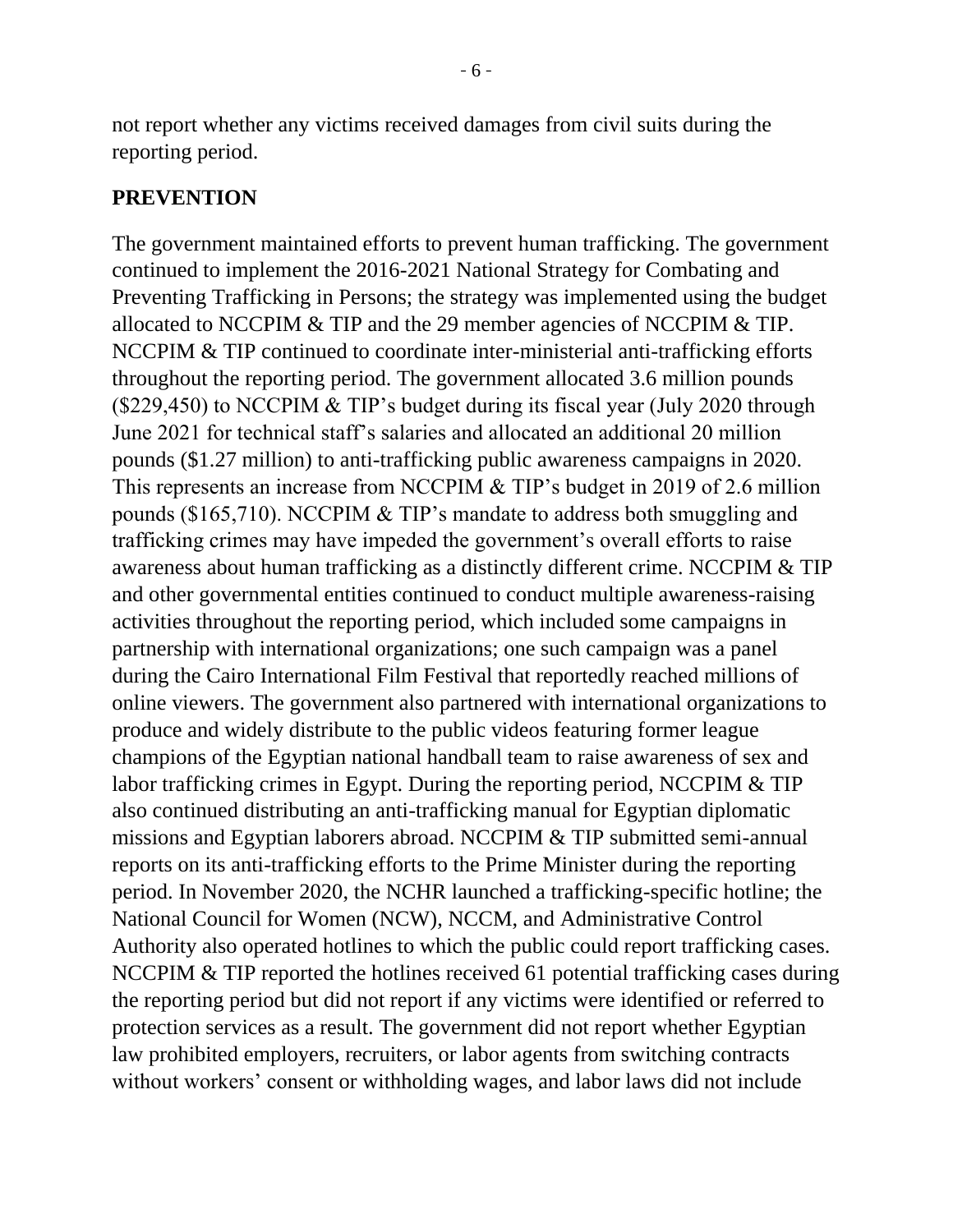not report whether any victims received damages from civil suits during the reporting period.

## PREVENTION

The government maintained efforts to prevent human trafficking. The government continued to implement the 2016-2021 National Strategy for Combating and Preventing Trafficking in Persons; the strategy was implemented using the budget allocated to NCCPIM & TIP and the 29 member agencies of NCCPIM & TIP. NCCPIM & TIP continued to coordinate inter-ministerial anti-trafficking efforts throughout the reporting period. The government allocated 3.6 million pounds ($229,450) to NCCPIM & TIP's budget during its fiscal year (July 2020 through June 2021 for technical staff's salaries and allocated an additional 20 million pounds ($1.27 million) to anti-trafficking public awareness campaigns in 2020. This represents an increase from NCCPIM & TIP's budget in 2019 of 2.6 million pounds ($165,710). NCCPIM & TIP's mandate to address both smuggling and trafficking crimes may have impeded the government's overall efforts to raise awareness about human trafficking as a distinctly different crime. NCCPIM & TIP and other governmental entities continued to conduct multiple awareness-raising activities throughout the reporting period, which included some campaigns in partnership with international organizations; one such campaign was a panel during the Cairo International Film Festival that reportedly reached millions of online viewers. The government also partnered with international organizations to produce and widely distribute to the public videos featuring former league champions of the Egyptian national handball team to raise awareness of sex and labor trafficking crimes in Egypt. During the reporting period, NCCPIM & TIP also continued distributing an anti-trafficking manual for Egyptian diplomatic missions and Egyptian laborers abroad. NCCPIM & TIP submitted semi-annual reports on its anti-trafficking efforts to the Prime Minister during the reporting period. In November 2020, the NCHR launched a trafficking-specific hotline; the National Council for Women (NCW), NCCM, and Administrative Control Authority also operated hotlines to which the public could report trafficking cases. NCCPIM & TIP reported the hotlines received 61 potential trafficking cases during the reporting period but did not report if any victims were identified or referred to protection services as a result. The government did not report whether Egyptian law prohibited employers, recruiters, or labor agents from switching contracts without workers' consent or withholding wages, and labor laws did not include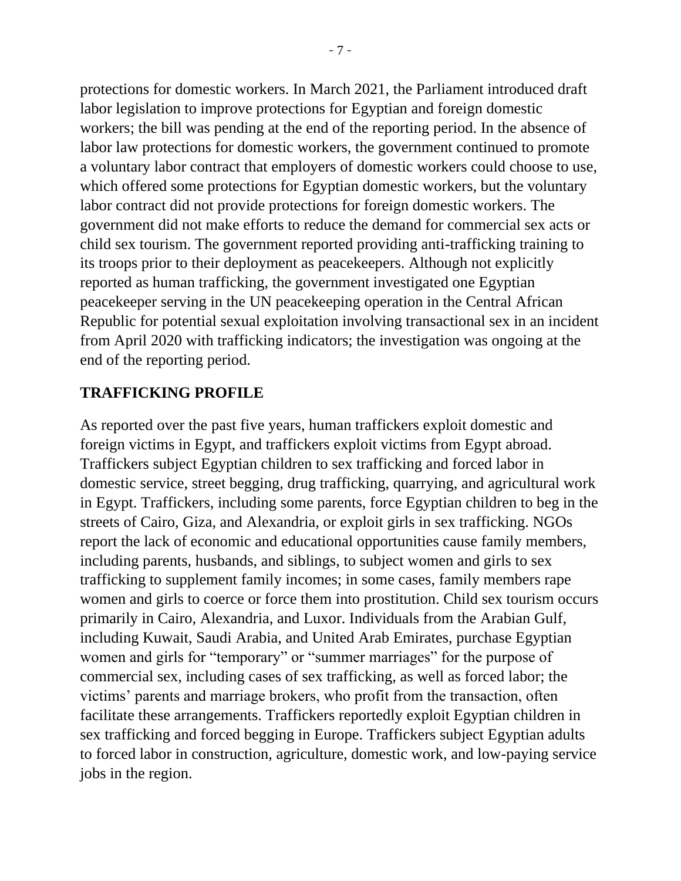protections for domestic workers. In March 2021, the Parliament introduced draft labor legislation to improve protections for Egyptian and foreign domestic workers; the bill was pending at the end of the reporting period. In the absence of labor law protections for domestic workers, the government continued to promote a voluntary labor contract that employers of domestic workers could choose to use, which offered some protections for Egyptian domestic workers, but the voluntary labor contract did not provide protections for foreign domestic workers. The government did not make efforts to reduce the demand for commercial sex acts or child sex tourism. The government reported providing anti-trafficking training to its troops prior to their deployment as peacekeepers. Although not explicitly reported as human trafficking, the government investigated one Egyptian peacekeeper serving in the UN peacekeeping operation in the Central African Republic for potential sexual exploitation involving transactional sex in an incident from April 2020 with trafficking indicators; the investigation was ongoing at the end of the reporting period.

## TRAFFICKING PROFILE

As reported over the past five years, human traffickers exploit domestic and foreign victims in Egypt, and traffickers exploit victims from Egypt abroad. Traffickers subject Egyptian children to sex trafficking and forced labor in domestic service, street begging, drug trafficking, quarrying, and agricultural work in Egypt. Traffickers, including some parents, force Egyptian children to beg in the streets of Cairo, Giza, and Alexandria, or exploit girls in sex trafficking. NGOs report the lack of economic and educational opportunities cause family members, including parents, husbands, and siblings, to subject women and girls to sex trafficking to supplement family incomes; in some cases, family members rape women and girls to coerce or force them into prostitution. Child sex tourism occurs primarily in Cairo, Alexandria, and Luxor. Individuals from the Arabian Gulf, including Kuwait, Saudi Arabia, and United Arab Emirates, purchase Egyptian women and girls for "temporary" or "summer marriages" for the purpose of commercial sex, including cases of sex trafficking, as well as forced labor; the victims' parents and marriage brokers, who profit from the transaction, often facilitate these arrangements. Traffickers reportedly exploit Egyptian children in sex trafficking and forced begging in Europe. Traffickers subject Egyptian adults to forced labor in construction, agriculture, domestic work, and low-paying service jobs in the region.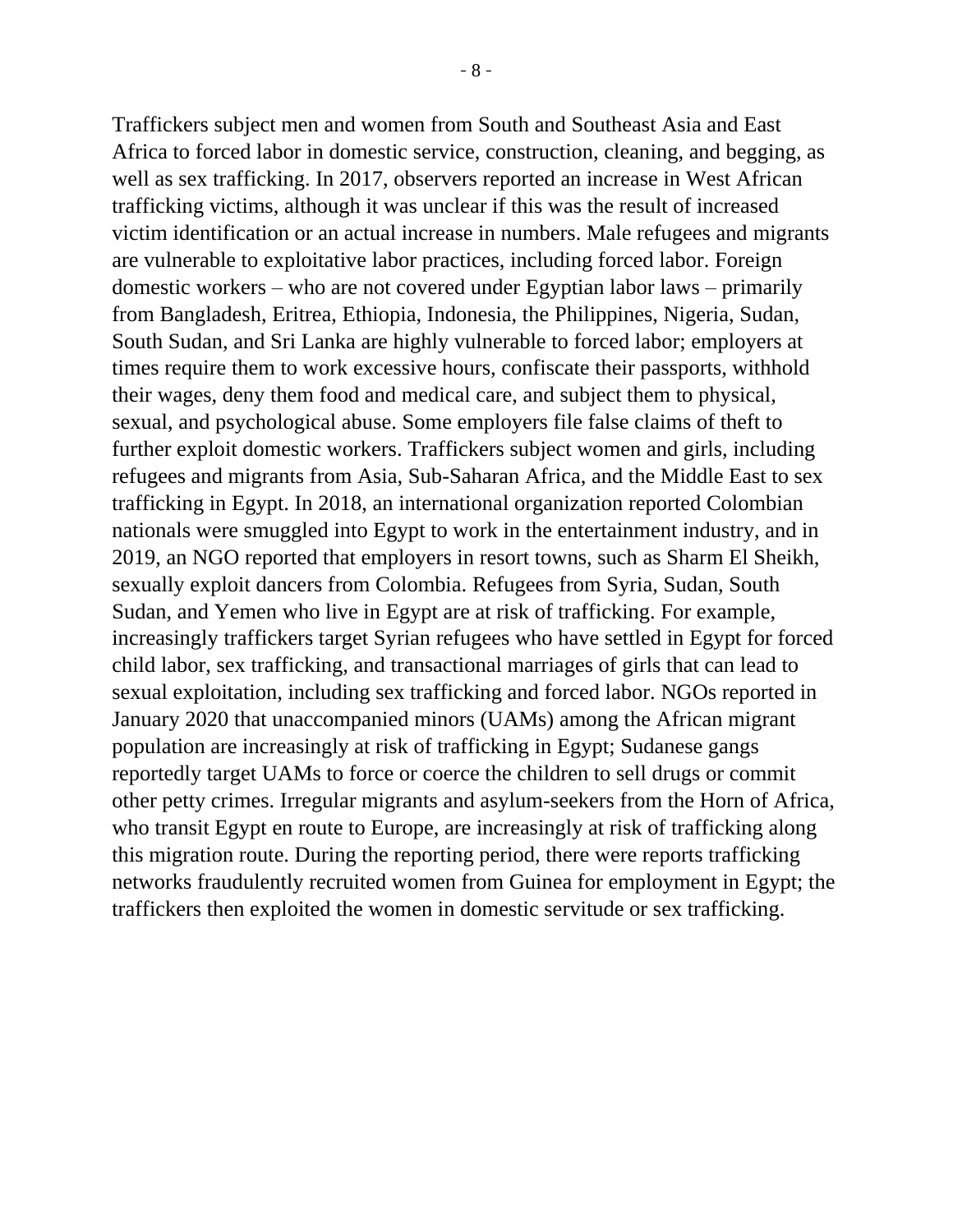Traffickers subject men and women from South and Southeast Asia and East Africa to forced labor in domestic service, construction, cleaning, and begging, as well as sex trafficking. In 2017, observers reported an increase in West African trafficking victims, although it was unclear if this was the result of increased victim identification or an actual increase in numbers. Male refugees and migrants are vulnerable to exploitative labor practices, including forced labor. Foreign domestic workers – who are not covered under Egyptian labor laws – primarily from Bangladesh, Eritrea, Ethiopia, Indonesia, the Philippines, Nigeria, Sudan, South Sudan, and Sri Lanka are highly vulnerable to forced labor; employers at times require them to work excessive hours, confiscate their passports, withhold their wages, deny them food and medical care, and subject them to physical, sexual, and psychological abuse. Some employers file false claims of theft to further exploit domestic workers. Traffickers subject women and girls, including refugees and migrants from Asia, Sub-Saharan Africa, and the Middle East to sex trafficking in Egypt. In 2018, an international organization reported Colombian nationals were smuggled into Egypt to work in the entertainment industry, and in 2019, an NGO reported that employers in resort towns, such as Sharm El Sheikh, sexually exploit dancers from Colombia. Refugees from Syria, Sudan, South Sudan, and Yemen who live in Egypt are at risk of trafficking. For example, increasingly traffickers target Syrian refugees who have settled in Egypt for forced child labor, sex trafficking, and transactional marriages of girls that can lead to sexual exploitation, including sex trafficking and forced labor. NGOs reported in January 2020 that unaccompanied minors (UAMs) among the African migrant population are increasingly at risk of trafficking in Egypt; Sudanese gangs reportedly target UAMs to force or coerce the children to sell drugs or commit other petty crimes. Irregular migrants and asylum-seekers from the Horn of Africa, who transit Egypt en route to Europe, are increasingly at risk of trafficking along this migration route. During the reporting period, there were reports trafficking networks fraudulently recruited women from Guinea for employment in Egypt; the traffickers then exploited the women in domestic servitude or sex trafficking.